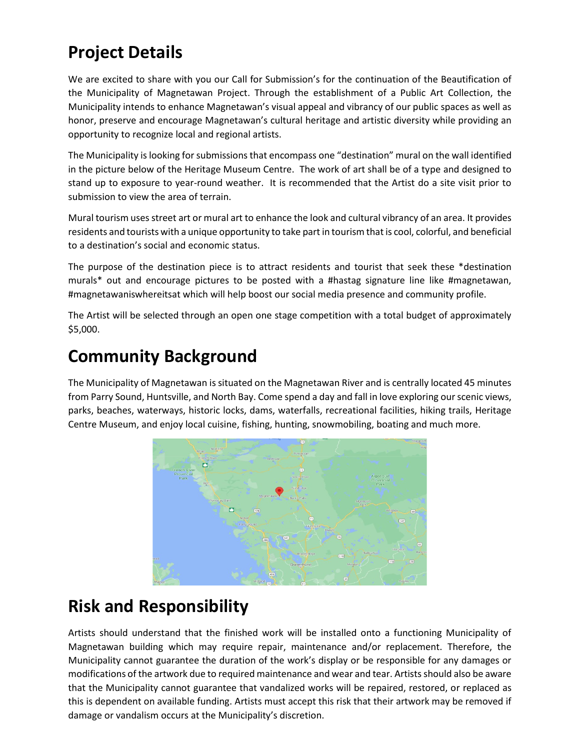## Project Details

We are excited to share with you our Call for Submission's for the continuation of the Beautification of the Municipality of Magnetawan Project. Through the establishment of a Public Art Collection, the Municipality intends to enhance Magnetawan's visual appeal and vibrancy of our public spaces as well as honor, preserve and encourage Magnetawan's cultural heritage and artistic diversity while providing an opportunity to recognize local and regional artists.

The Municipality is looking for submissions that encompass one "destination" mural on the wall identified in the picture below of the Heritage Museum Centre. The work of art shall be of a type and designed to stand up to exposure to year-round weather. It is recommended that the Artist do a site visit prior to submission to view the area of terrain.

Mural tourism uses street art or mural art to enhance the look and cultural vibrancy of an area. It provides residents and tourists with a unique opportunity to take part in tourism that is cool, colorful, and beneficial to a destination's social and economic status.

The purpose of the destination piece is to attract residents and tourist that seek these *destination murals* out and encourage pictures to be posted with a #hastag signature line like #magnetawan, #magnetawaniswhereitsat which will help boost our social media presence and community profile.

The Artist will be selected through an open one stage competition with a total budget of approximately $5,000.

## Community Background

The Municipality of Magnetawan is situated on the Magnetawan River and is centrally located 45 minutes from Parry Sound, Huntsville, and North Bay. Come spend a day and fall in love exploring our scenic views, parks, beaches, waterways, historic locks, dams, waterfalls, recreational facilities, hiking trails, Heritage Centre Museum, and enjoy local cuisine, fishing, hunting, snowmobiling, boating and much more.

## Risk and Responsibility

Artists should understand that the finished work will be installed onto a functioning Municipality of Magnetawan building which may require repair, maintenance and/or replacement. Therefore, the Municipality cannot guarantee the duration of the work's display or be responsible for any damages or modifications of the artwork due to required maintenance and wear and tear. Artists should also be aware that the Municipality cannot guarantee that vandalized works will be repaired, restored, or replaced as this is dependent on available funding. Artists must accept this risk that their artwork may be removed if damage or vandalism occurs at the Municipality's discretion.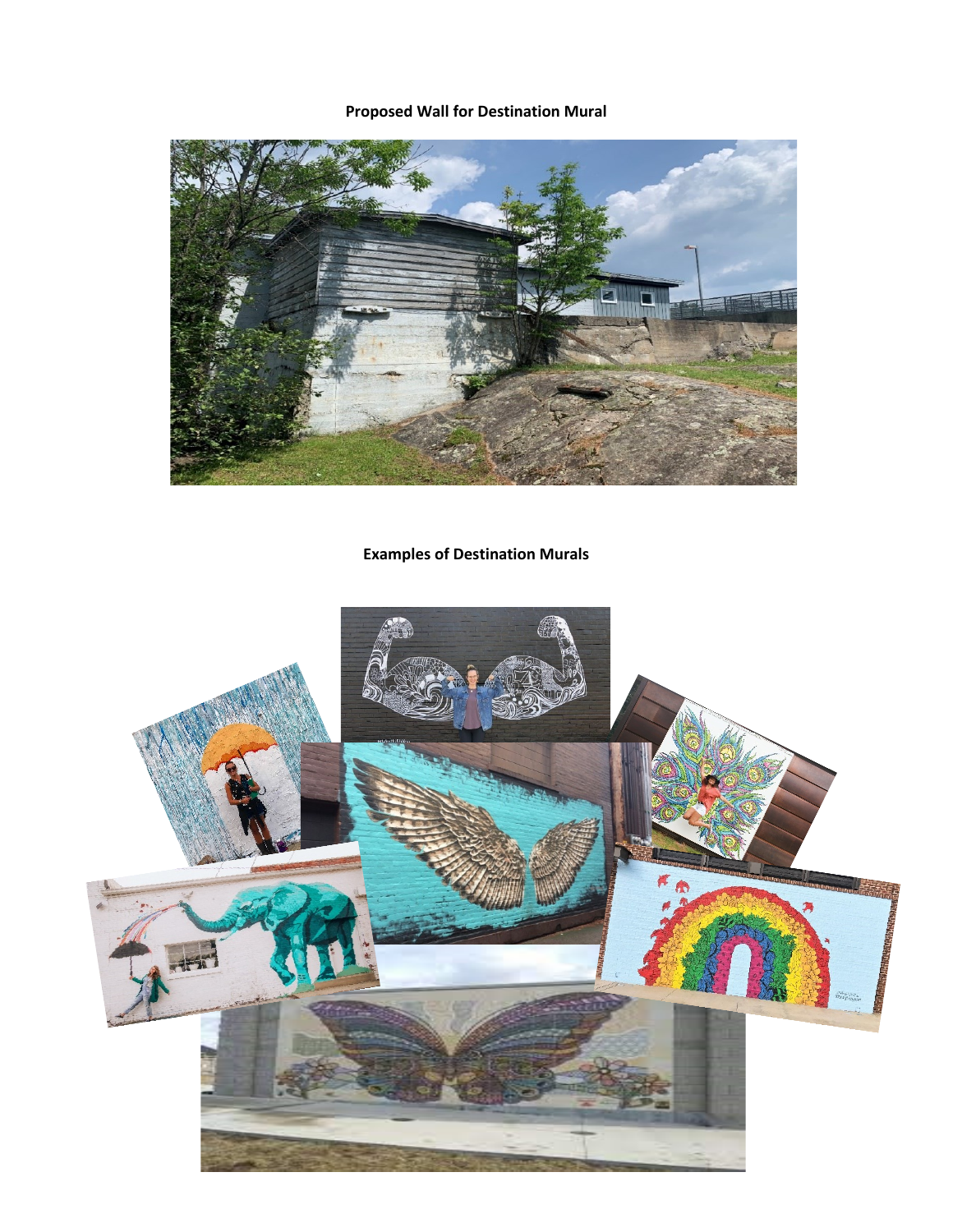**Proposed Wall for Destination Mural**

**Examples of Destination Murals**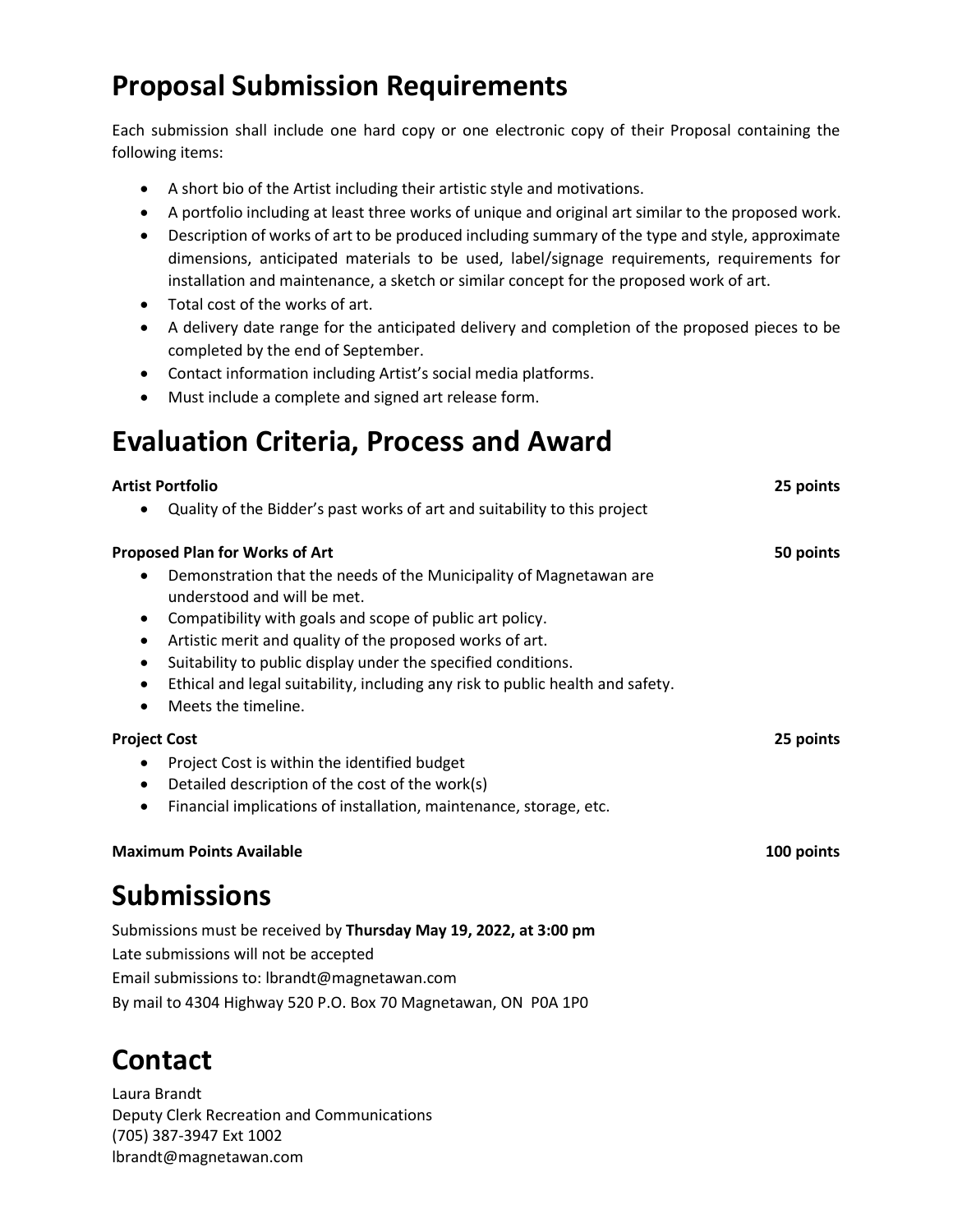# Proposal Submission Requirements

Each submission shall include one hard copy or one electronic copy of their Proposal containing the following items:

- A short bio of the Artist including their artistic style and motivations.
- A portfolio including at least three works of unique and original art similar to the proposed work.
- Description of works of art to be produced including summary of the type and style, approximate dimensions, anticipated materials to be used, label/signage requirements, requirements for installation and maintenance, a sketch or similar concept for the proposed work of art.
- Total cost of the works of art.
- A delivery date range for the anticipated delivery and completion of the proposed pieces to be completed by the end of September.
- Contact information including Artist's social media platforms.
- Must include a complete and signed art release form.

# Evaluation Criteria, Process and Award

**Artist Portfolio** **25 points**

- Quality of the Bidder's past works of art and suitability to this project

**Proposed Plan for Works of Art** **50 points**

- Demonstration that the needs of the Municipality of Magnetawan are understood and will be met.
- Compatibility with goals and scope of public art policy.
- Artistic merit and quality of the proposed works of art.
- Suitability to public display under the specified conditions.
- Ethical and legal suitability, including any risk to public health and safety.
- Meets the timeline.

**Project Cost** **25 points**

- Project Cost is within the identified budget
- Detailed description of the cost of the work(s)
- Financial implications of installation, maintenance, storage, etc.

**Maximum Points Available** **100 points**

# Submissions

Submissions must be received by **Thursday May 19, 2022, at 3:00 pm**

Late submissions will not be accepted

Email submissions to: lbrandt@magnetawan.com

By mail to 4304 Highway 520 P.O. Box 70 Magnetawan, ON P0A 1P0

# Contact

Laura Brandt

Deputy Clerk Recreation and Communications

(705) 387-3947 Ext 1002

lbrandt@magnetawan.com